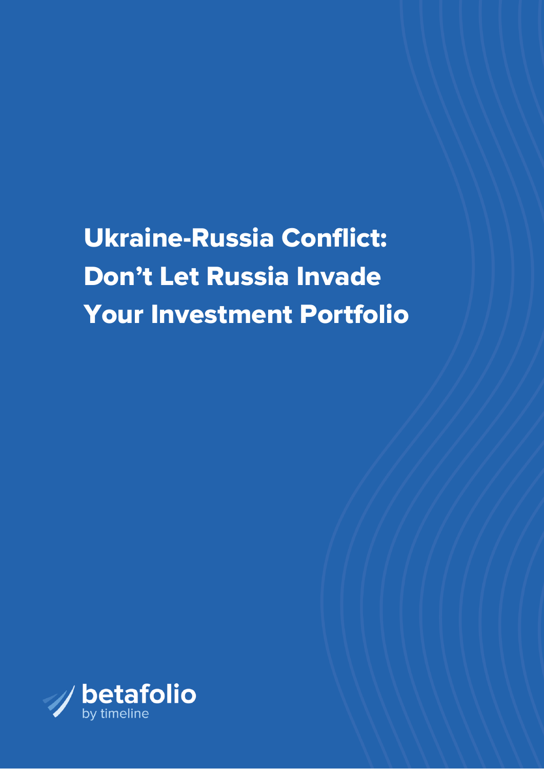# Ukraine-Russia Conflict: Don't Let Russia Invade Your Investment Portfolio

betafolio

by timeline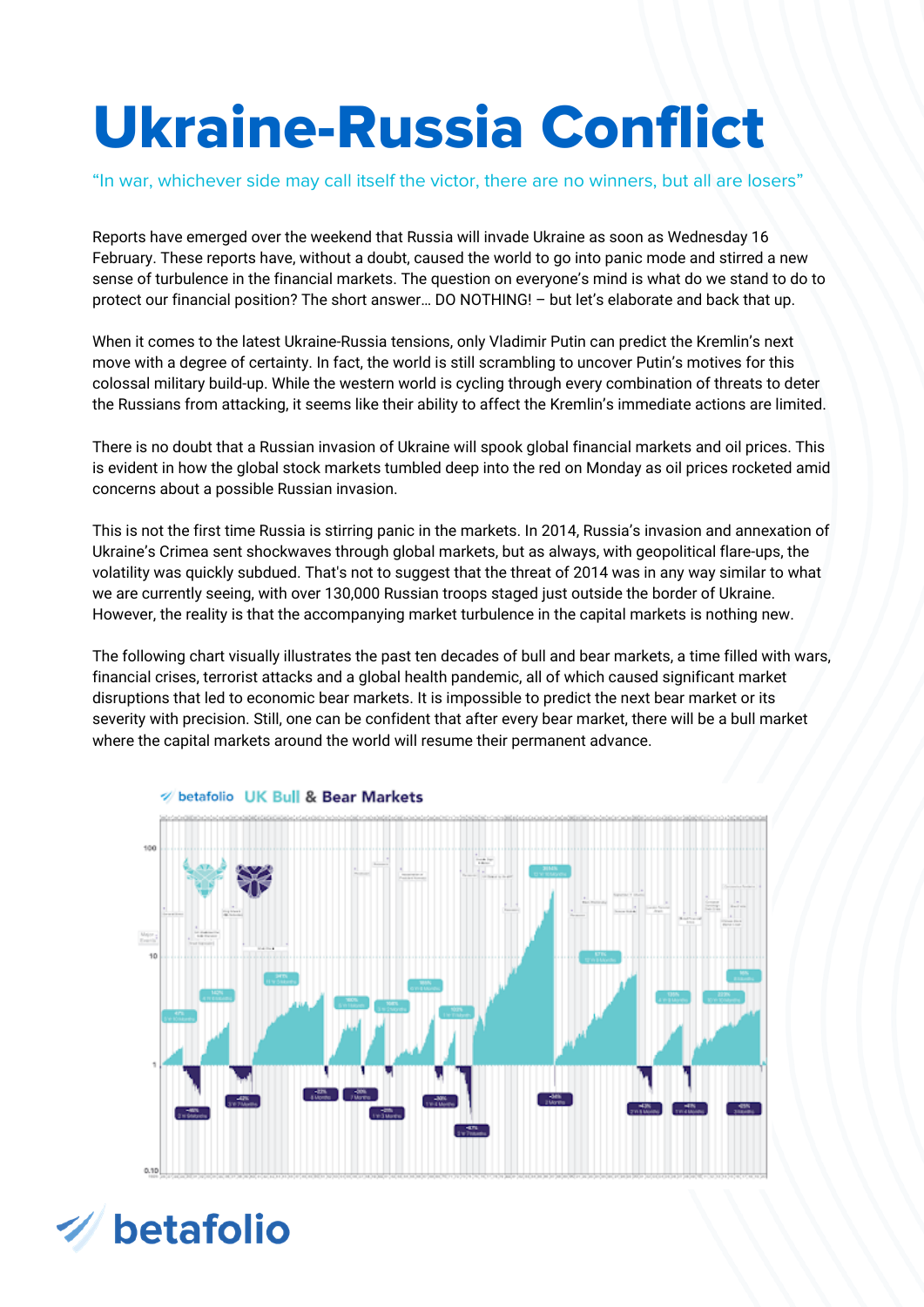# Ukraine-Russia Conflict

"In war, whichever side may call itself the victor, there are no winners, but all are losers"

Reports have emerged over the weekend that Russia will invade Ukraine as soon as Wednesday 16 February. These reports have, without a doubt, caused the world to go into panic mode and stirred a new sense of turbulence in the financial markets. The question on everyone's mind is what do we stand to do to protect our financial position? The short answer… DO NOTHING! – but let's elaborate and back that up.

When it comes to the latest Ukraine-Russia tensions, only Vladimir Putin can predict the Kremlin's next move with a degree of certainty. In fact, the world is still scrambling to uncover Putin's motives for this colossal military build-up. While the western world is cycling through every combination of threats to deter the Russians from attacking, it seems like their ability to affect the Kremlin's immediate actions are limited.

There is no doubt that a Russian invasion of Ukraine will spook global financial markets and oil prices. This is evident in how the global stock markets tumbled deep into the red on Monday as oil prices rocketed amid concerns about a possible Russian invasion.

This is not the first time Russia is stirring panic in the markets. In 2014, Russia's invasion and annexation of Ukraine's Crimea sent shockwaves through global markets, but as always, with geopolitical flare-ups, the volatility was quickly subdued. That's not to suggest that the threat of 2014 was in any way similar to what we are currently seeing, with over 130,000 Russian troops staged just outside the border of Ukraine. However, the reality is that the accompanying market turbulence in the capital markets is nothing new.

The following chart visually illustrates the past ten decades of bull and bear markets, a time filled with wars, financial crises, terrorist attacks and a global health pandemic, all of which caused significant market disruptions that led to economic bear markets. It is impossible to predict the next bear market or its severity with precision. Still, one can be confident that after every bear market, there will be a bull market where the capital markets around the world will resume their permanent advance.

betafolio UK Bull & Bear Markets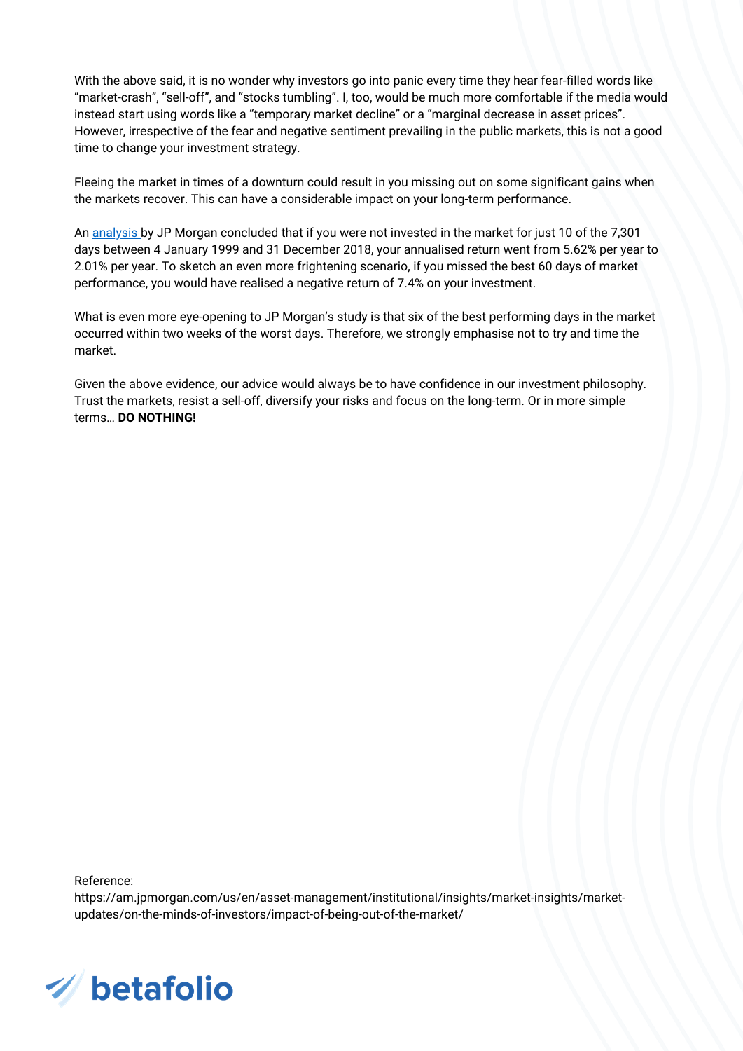With the above said, it is no wonder why investors go into panic every time they hear fear-filled words like "market-crash", "sell-off", and "stocks tumbling". I, too, would be much more comfortable if the media would instead start using words like a "temporary market decline" or a "marginal decrease in asset prices". However, irrespective of the fear and negative sentiment prevailing in the public markets, this is not a good time to change your investment strategy.

Fleeing the market in times of a downturn could result in you missing out on some significant gains when the markets recover. This can have a considerable impact on your long-term performance.

An [analysis](https://am.jpmorgan.com/us/en/asset-management/institutional/insights/market-insights/market-updates/on-the-minds-of-investors/impact-of-being-out-of-the-market/) by JP Morgan concluded that if you were not invested in the market for just 10 of the 7,301 days between 4 January 1999 and 31 December 2018, your annualised return went from 5.62% per year to 2.01% per year. To sketch an even more frightening scenario, if you missed the best 60 days of market performance, you would have realised a negative return of 7.4% on your investment.

What is even more eye-opening to JP Morgan's study is that six of the best performing days in the market occurred within two weeks of the worst days. Therefore, we strongly emphasise not to try and time the market.

Given the above evidence, our advice would always be to have confidence in our investment philosophy. Trust the markets, resist a sell-off, diversify your risks and focus on the long-term. Or in more simple terms… **DO NOTHING!**

Reference:
https://am.jpmorgan.com/us/en/asset-management/institutional/insights/market-insights/market-updates/on-the-minds-of-investors/impact-of-being-out-of-the-market/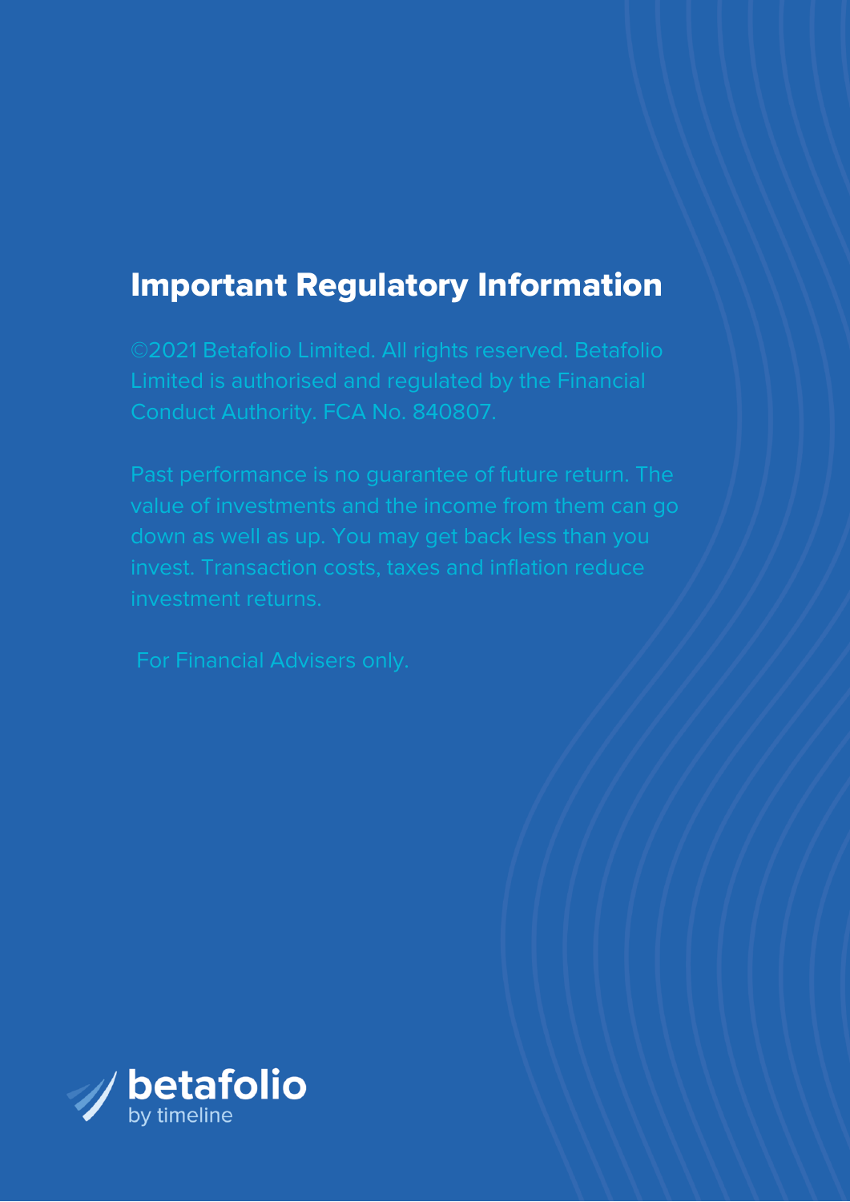## Important Regulatory Information

©2021 Betafolio Limited. All rights reserved. Betafolio Limited is authorised and regulated by the Financial Conduct Authority. FCA No. 840807.

Past performance is no guarantee of future return. The value of investments and the income from them can go down as well as up. You may get back less than you invest. Transaction costs, taxes and inflation reduce investment returns.

For Financial Advisers only.

betafolio
by timeline